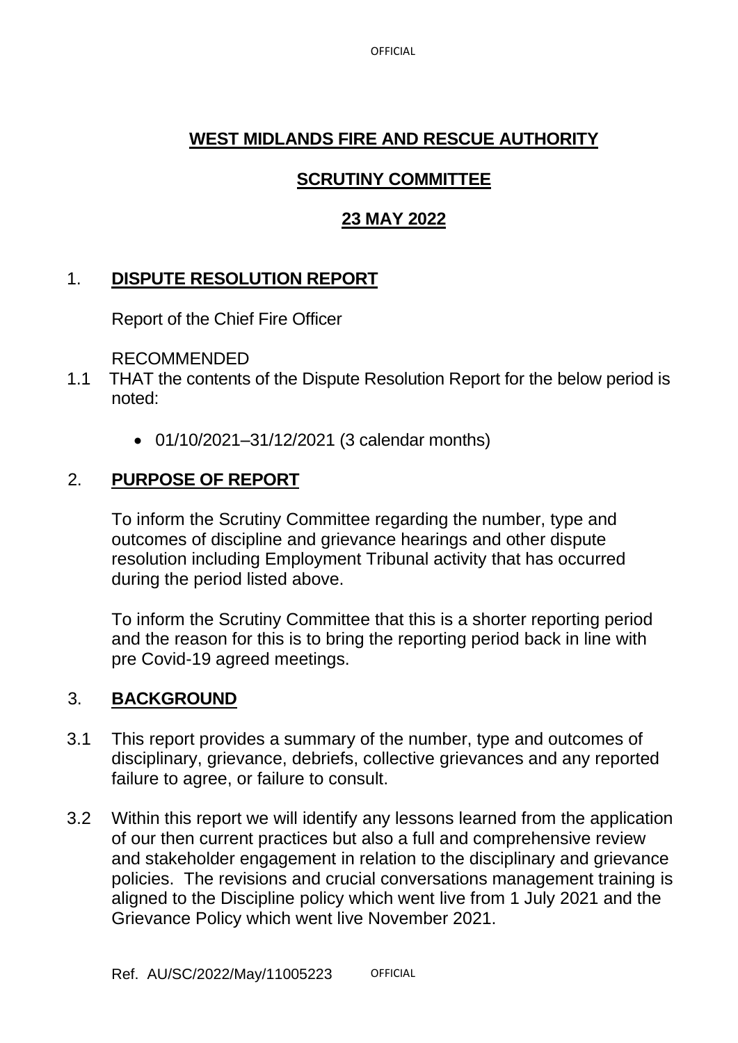# WEST MIDLANDS FIRE AND RESCUE AUTHORITY

## SCRUTINY COMMITTEE

## 23 MAY 2022

1. **DISPUTE RESOLUTION REPORT**

   Report of the Chief Fire Officer

   RECOMMENDED

1.1 THAT the contents of the Dispute Resolution Report for the below period is noted:

   - 01/10/2021–31/12/2021 (3 calendar months)

2. **PURPOSE OF REPORT**

   To inform the Scrutiny Committee regarding the number, type and outcomes of discipline and grievance hearings and other dispute resolution including Employment Tribunal activity that has occurred during the period listed above.

   To inform the Scrutiny Committee that this is a shorter reporting period and the reason for this is to bring the reporting period back in line with pre Covid-19 agreed meetings.

3. **BACKGROUND**

3.1 This report provides a summary of the number, type and outcomes of disciplinary, grievance, debriefs, collective grievances and any reported failure to agree, or failure to consult.

3.2 Within this report we will identify any lessons learned from the application of our then current practices but also a full and comprehensive review and stakeholder engagement in relation to the disciplinary and grievance policies. The revisions and crucial conversations management training is aligned to the Discipline policy which went live from 1 July 2021 and the Grievance Policy which went live November 2021.

Ref. AU/SC/2022/May/11005223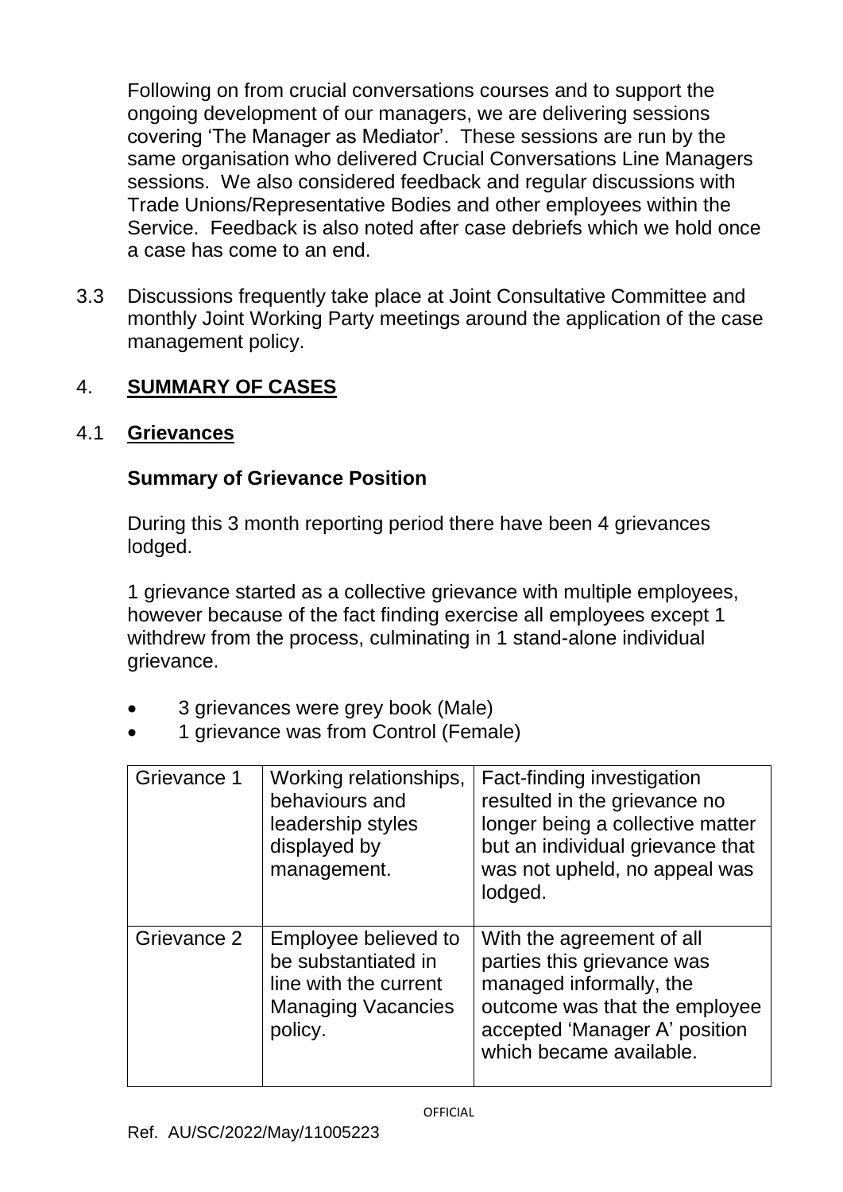Following on from crucial conversations courses and to support the ongoing development of our managers, we are delivering sessions covering 'The Manager as Mediator'. These sessions are run by the same organisation who delivered Crucial Conversations Line Managers sessions. We also considered feedback and regular discussions with Trade Unions/Representative Bodies and other employees within the Service. Feedback is also noted after case debriefs which we hold once a case has come to an end.

3.3 Discussions frequently take place at Joint Consultative Committee and monthly Joint Working Party meetings around the application of the case management policy.

## 4. SUMMARY OF CASES

### 4.1 Grievances

**Summary of Grievance Position**

During this 3 month reporting period there have been 4 grievances lodged.

1 grievance started as a collective grievance with multiple employees, however because of the fact finding exercise all employees except 1 withdrew from the process, culminating in 1 stand-alone individual grievance.

- 3 grievances were grey book (Male)
- 1 grievance was from Control (Female)

| | | |
|---|---|---|
| Grievance 1 | Working relationships, behaviours and leadership styles displayed by management. | Fact-finding investigation resulted in the grievance no longer being a collective matter but an individual grievance that was not upheld, no appeal was lodged. |
| Grievance 2 | Employee believed to be substantiated in line with the current Managing Vacancies policy. | With the agreement of all parties this grievance was managed informally, the outcome was that the employee accepted 'Manager A' position which became available. |

Ref. AU/SC/2022/May/11005223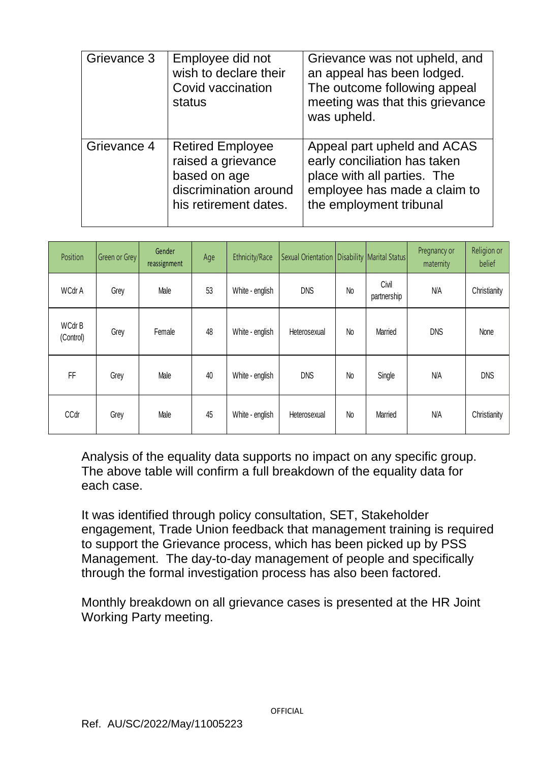| Grievance 3 | Employee did not wish to declare their Covid vaccination status | Grievance was not upheld, and an appeal has been lodged. The outcome following appeal meeting was that this grievance was upheld. |
|---|---|---|
| Grievance 4 | Retired Employee raised a grievance based on age discrimination around his retirement dates. | Appeal part upheld and ACAS early conciliation has taken place with all parties. The employee has made a claim to the employment tribunal |

| Position | Green or Grey | Gender reassignment | Age | Ethnicity/Race | Sexual Orientation | Disability | Marital Status | Pregnancy or maternity | Religion or belief |
|---|---|---|---|---|---|---|---|---|---|
| WCdr A | Grey | Male | 53 | White - english | DNS | No | Civil partnership | N/A | Christianity |
| WCdr B (Control) | Grey | Female | 48 | White - english | Heterosexual | No | Married | DNS | None |
| FF | Grey | Male | 40 | White - english | DNS | No | Single | N/A | DNS |
| CCdr | Grey | Male | 45 | White - english | Heterosexual | No | Married | N/A | Christianity |

Analysis of the equality data supports no impact on any specific group. The above table will confirm a full breakdown of the equality data for each case.

It was identified through policy consultation, SET, Stakeholder engagement, Trade Union feedback that management training is required to support the Grievance process, which has been picked up by PSS Management. The day-to-day management of people and specifically through the formal investigation process has also been factored.

Monthly breakdown on all grievance cases is presented at the HR Joint Working Party meeting.

OFFICIAL

Ref. AU/SC/2022/May/11005223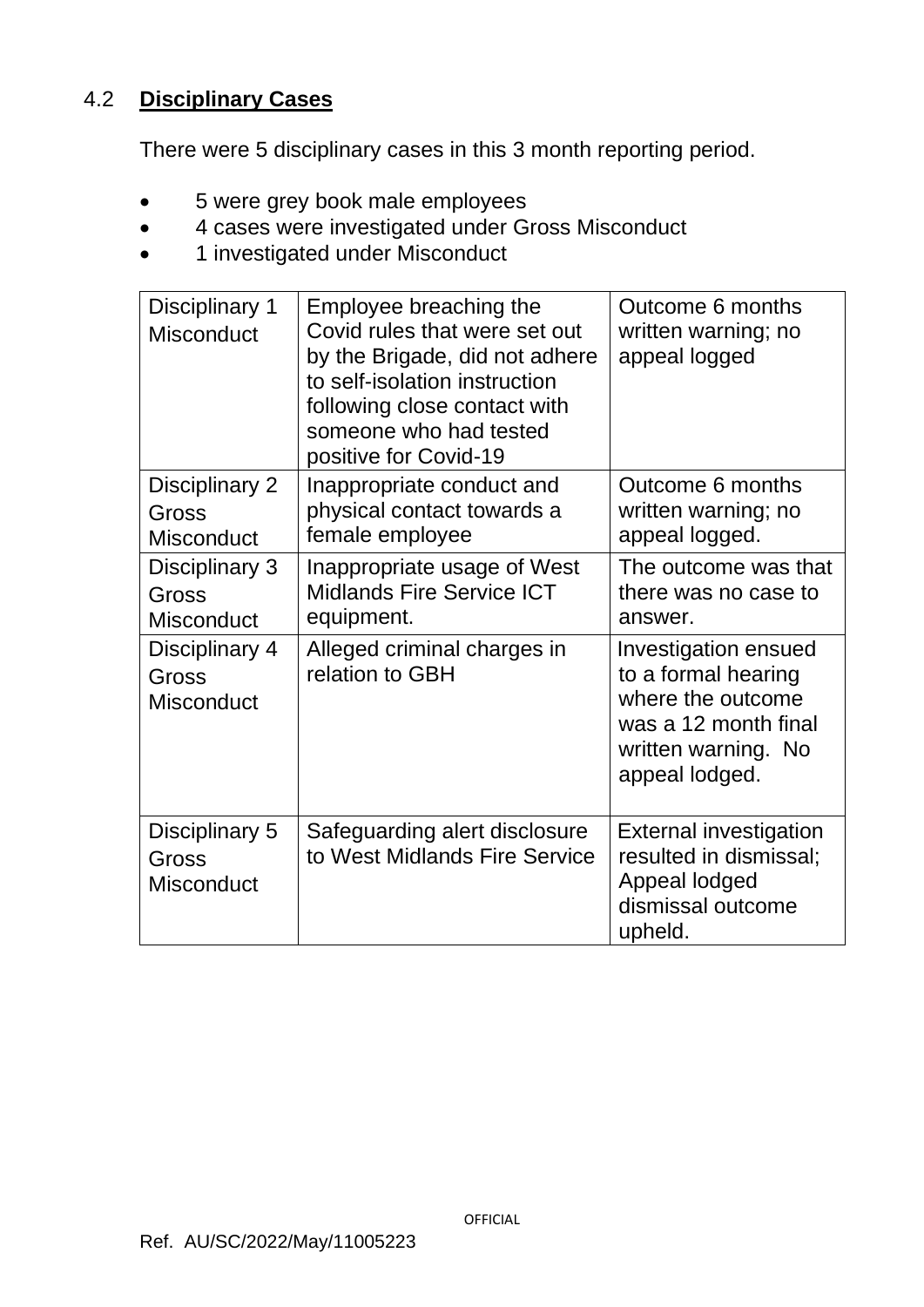## 4.2 **Disciplinary Cases**

There were 5 disciplinary cases in this 3 month reporting period.

- 5 were grey book male employees
- 4 cases were investigated under Gross Misconduct
- 1 investigated under Misconduct

| | | |
|---|---|---|
| Disciplinary 1 Misconduct | Employee breaching the Covid rules that were set out by the Brigade, did not adhere to self-isolation instruction following close contact with someone who had tested positive for Covid-19 | Outcome 6 months written warning; no appeal logged |
| Disciplinary 2 Gross Misconduct | Inappropriate conduct and physical contact towards a female employee | Outcome 6 months written warning; no appeal logged. |
| Disciplinary 3 Gross Misconduct | Inappropriate usage of West Midlands Fire Service ICT equipment. | The outcome was that there was no case to answer. |
| Disciplinary 4 Gross Misconduct | Alleged criminal charges in relation to GBH | Investigation ensued to a formal hearing where the outcome was a 12 month final written warning. No appeal lodged. |
| Disciplinary 5 Gross Misconduct | Safeguarding alert disclosure to West Midlands Fire Service | External investigation resulted in dismissal; Appeal lodged dismissal outcome upheld. |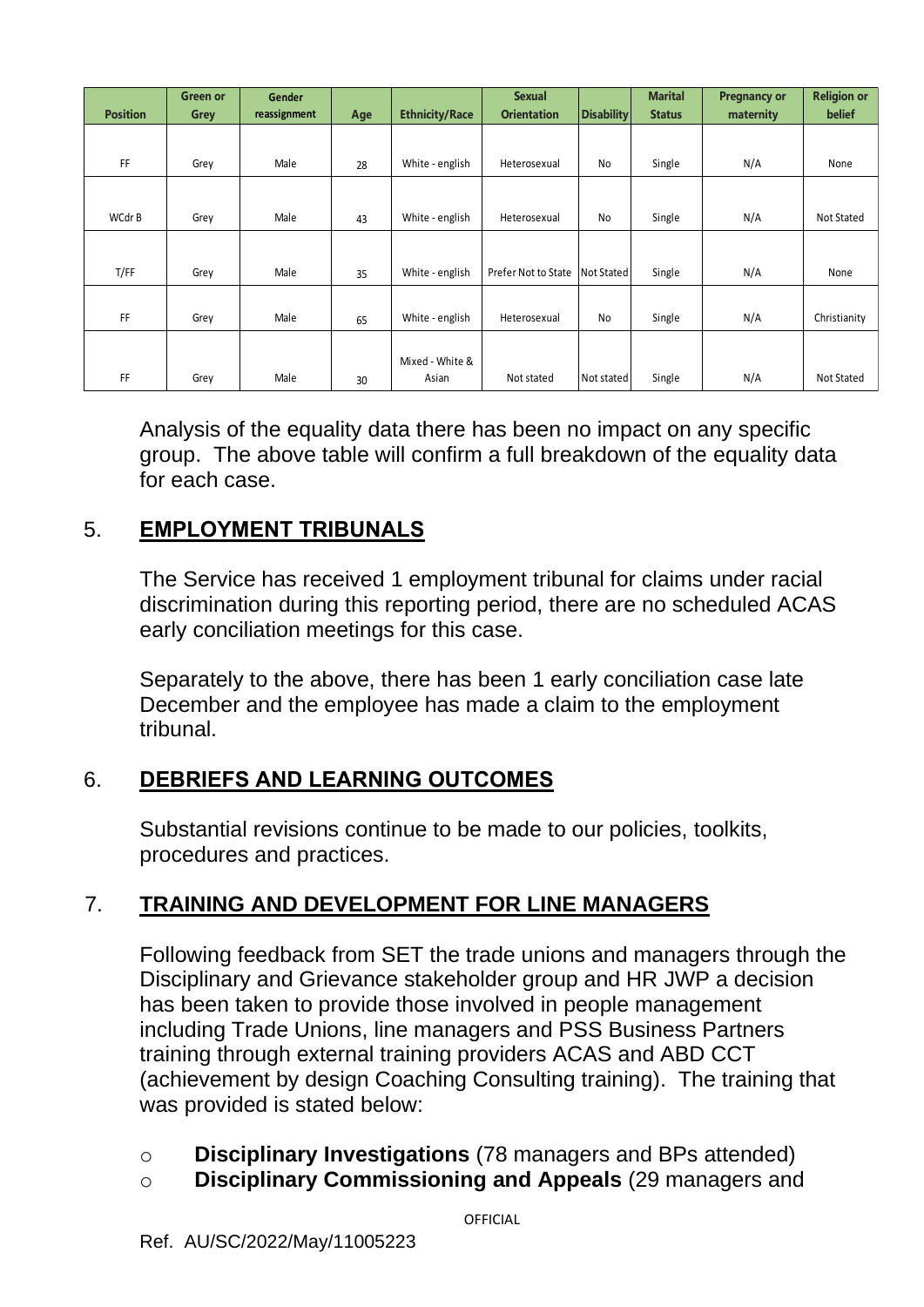| Position | Green or Grey | Gender reassignment | Age | Ethnicity/Race | Sexual Orientation | Disability | Marital Status | Pregnancy or maternity | Religion or belief |
|---|---|---|---|---|---|---|---|---|---|
| FF | Grey | Male | 28 | White - english | Heterosexual | No | Single | N/A | None |
| WCdr B | Grey | Male | 43 | White - english | Heterosexual | No | Single | N/A | Not Stated |
| T/FF | Grey | Male | 35 | White - english | Prefer Not to State | Not Stated | Single | N/A | None |
| FF | Grey | Male | 65 | White - english | Heterosexual | No | Single | N/A | Christianity |
| FF | Grey | Male | 30 | Mixed - White & Asian | Not stated | Not stated | Single | N/A | Not Stated |

Analysis of the equality data there has been no impact on any specific group. The above table will confirm a full breakdown of the equality data for each case.

## 5. EMPLOYMENT TRIBUNALS

The Service has received 1 employment tribunal for claims under racial discrimination during this reporting period, there are no scheduled ACAS early conciliation meetings for this case.

Separately to the above, there has been 1 early conciliation case late December and the employee has made a claim to the employment tribunal.

## 6. DEBRIEFS AND LEARNING OUTCOMES

Substantial revisions continue to be made to our policies, toolkits, procedures and practices.

## 7. TRAINING AND DEVELOPMENT FOR LINE MANAGERS

Following feedback from SET the trade unions and managers through the Disciplinary and Grievance stakeholder group and HR JWP a decision has been taken to provide those involved in people management including Trade Unions, line managers and PSS Business Partners training through external training providers ACAS and ABD CCT (achievement by design Coaching Consulting training). The training that was provided is stated below:

- **Disciplinary Investigations** (78 managers and BPs attended)
- **Disciplinary Commissioning and Appeals** (29 managers and

OFFICIAL

Ref. AU/SC/2022/May/11005223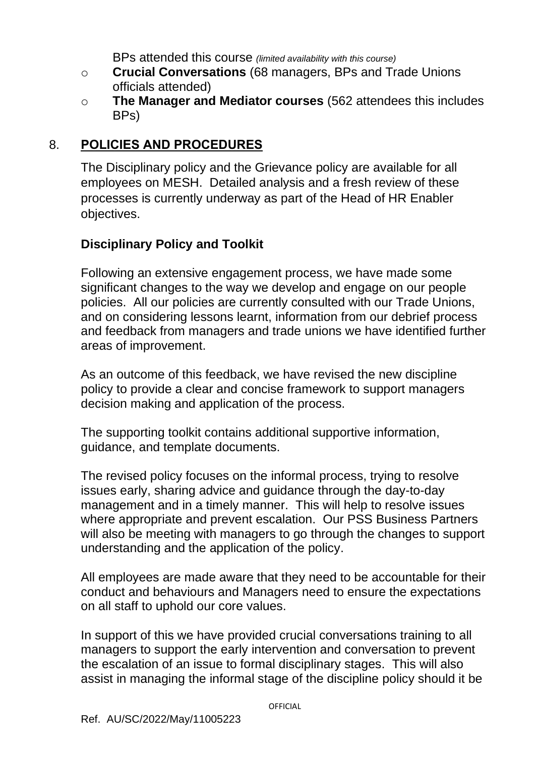BPs attended this course *(limited availability with this course)*

- **Crucial Conversations** (68 managers, BPs and Trade Unions officials attended)
- **The Manager and Mediator courses** (562 attendees this includes BPs)

## 8. POLICIES AND PROCEDURES

The Disciplinary policy and the Grievance policy are available for all employees on MESH. Detailed analysis and a fresh review of these processes is currently underway as part of the Head of HR Enabler objectives.

### Disciplinary Policy and Toolkit

Following an extensive engagement process, we have made some significant changes to the way we develop and engage on our people policies. All our policies are currently consulted with our Trade Unions, and on considering lessons learnt, information from our debrief process and feedback from managers and trade unions we have identified further areas of improvement.

As an outcome of this feedback, we have revised the new discipline policy to provide a clear and concise framework to support managers decision making and application of the process.

The supporting toolkit contains additional supportive information, guidance, and template documents.

The revised policy focuses on the informal process, trying to resolve issues early, sharing advice and guidance through the day-to-day management and in a timely manner. This will help to resolve issues where appropriate and prevent escalation. Our PSS Business Partners will also be meeting with managers to go through the changes to support understanding and the application of the policy.

All employees are made aware that they need to be accountable for their conduct and behaviours and Managers need to ensure the expectations on all staff to uphold our core values.

In support of this we have provided crucial conversations training to all managers to support the early intervention and conversation to prevent the escalation of an issue to formal disciplinary stages. This will also assist in managing the informal stage of the discipline policy should it be

OFFICIAL

Ref. AU/SC/2022/May/11005223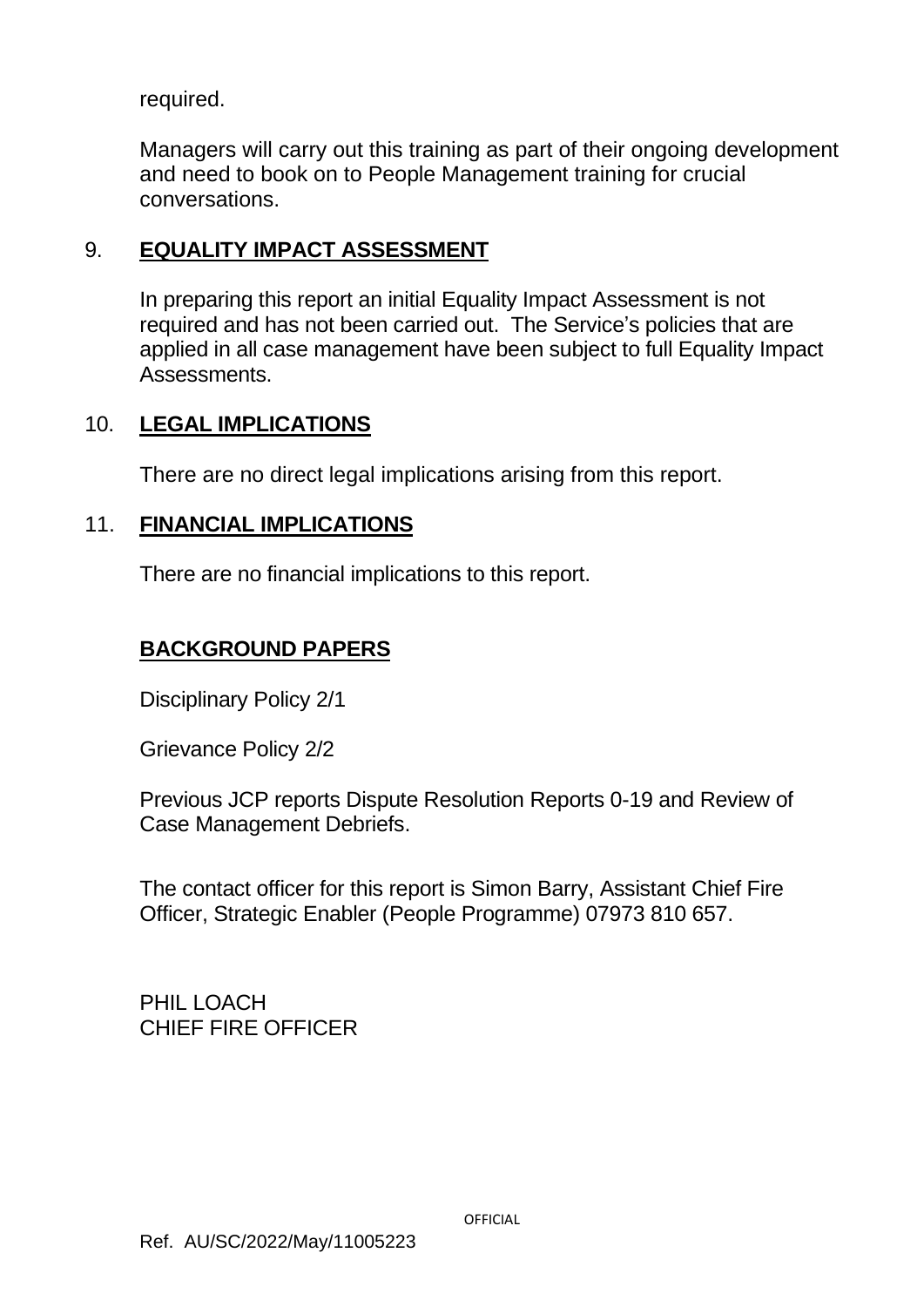required.

Managers will carry out this training as part of their ongoing development and need to book on to People Management training for crucial conversations.

## 9. EQUALITY IMPACT ASSESSMENT

In preparing this report an initial Equality Impact Assessment is not required and has not been carried out. The Service's policies that are applied in all case management have been subject to full Equality Impact Assessments.

## 10. LEGAL IMPLICATIONS

There are no direct legal implications arising from this report.

## 11. FINANCIAL IMPLICATIONS

There are no financial implications to this report.

## BACKGROUND PAPERS

Disciplinary Policy 2/1

Grievance Policy 2/2

Previous JCP reports Dispute Resolution Reports 0-19 and Review of Case Management Debriefs.

The contact officer for this report is Simon Barry, Assistant Chief Fire Officer, Strategic Enabler (People Programme) 07973 810 657.

PHIL LOACH
CHIEF FIRE OFFICER

OFFICIAL

Ref. AU/SC/2022/May/11005223